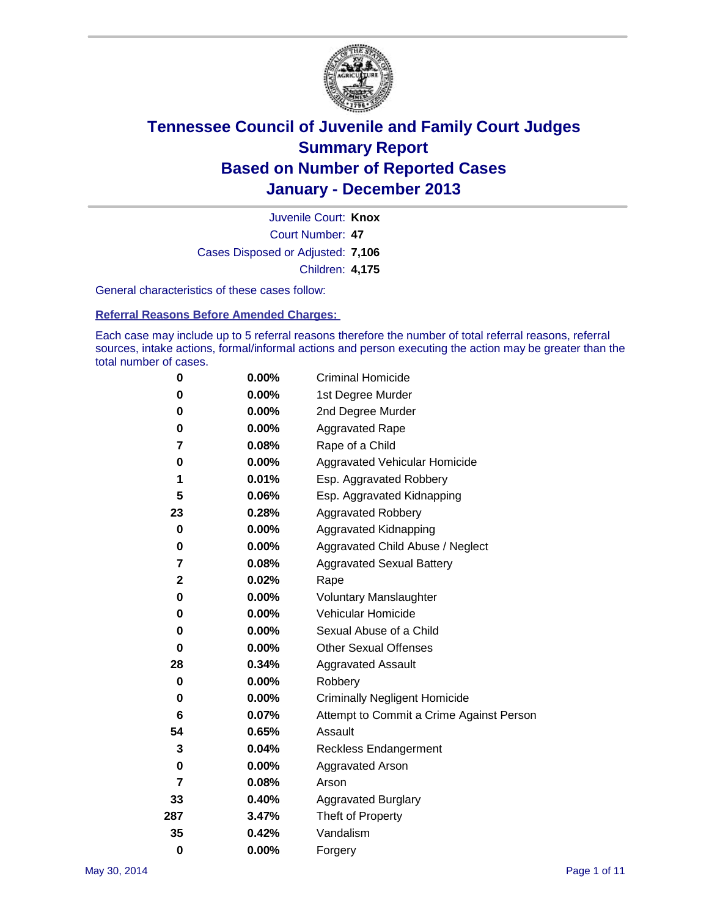# Tennessee Council of Juvenile and Family Court Judges
## Summary Report
## Based on Number of Reported Cases
## January - December 2013

Juvenile Court: **Knox**

Court Number: **47**

Cases Disposed or Adjusted: **7,106**

Children: **4,175**

General characteristics of these cases follow:

**Referral Reasons Before Amended Charges:**

Each case may include up to 5 referral reasons therefore the number of total referral reasons, referral sources, intake actions, formal/informal actions and person executing the action may be greater than the total number of cases.

| Count | Percent | Referral Reason |
|---|---|---|
| 0 | 0.00% | Criminal Homicide |
| 0 | 0.00% | 1st Degree Murder |
| 0 | 0.00% | 2nd Degree Murder |
| 0 | 0.00% | Aggravated Rape |
| 7 | 0.08% | Rape of a Child |
| 0 | 0.00% | Aggravated Vehicular Homicide |
| 1 | 0.01% | Esp. Aggravated Robbery |
| 5 | 0.06% | Esp. Aggravated Kidnapping |
| 23 | 0.28% | Aggravated Robbery |
| 0 | 0.00% | Aggravated Kidnapping |
| 0 | 0.00% | Aggravated Child Abuse / Neglect |
| 7 | 0.08% | Aggravated Sexual Battery |
| 2 | 0.02% | Rape |
| 0 | 0.00% | Voluntary Manslaughter |
| 0 | 0.00% | Vehicular Homicide |
| 0 | 0.00% | Sexual Abuse of a Child |
| 0 | 0.00% | Other Sexual Offenses |
| 28 | 0.34% | Aggravated Assault |
| 0 | 0.00% | Robbery |
| 0 | 0.00% | Criminally Negligent Homicide |
| 6 | 0.07% | Attempt to Commit a Crime Against Person |
| 54 | 0.65% | Assault |
| 3 | 0.04% | Reckless Endangerment |
| 0 | 0.00% | Aggravated Arson |
| 7 | 0.08% | Arson |
| 33 | 0.40% | Aggravated Burglary |
| 287 | 3.47% | Theft of Property |
| 35 | 0.42% | Vandalism |
| 0 | 0.00% | Forgery |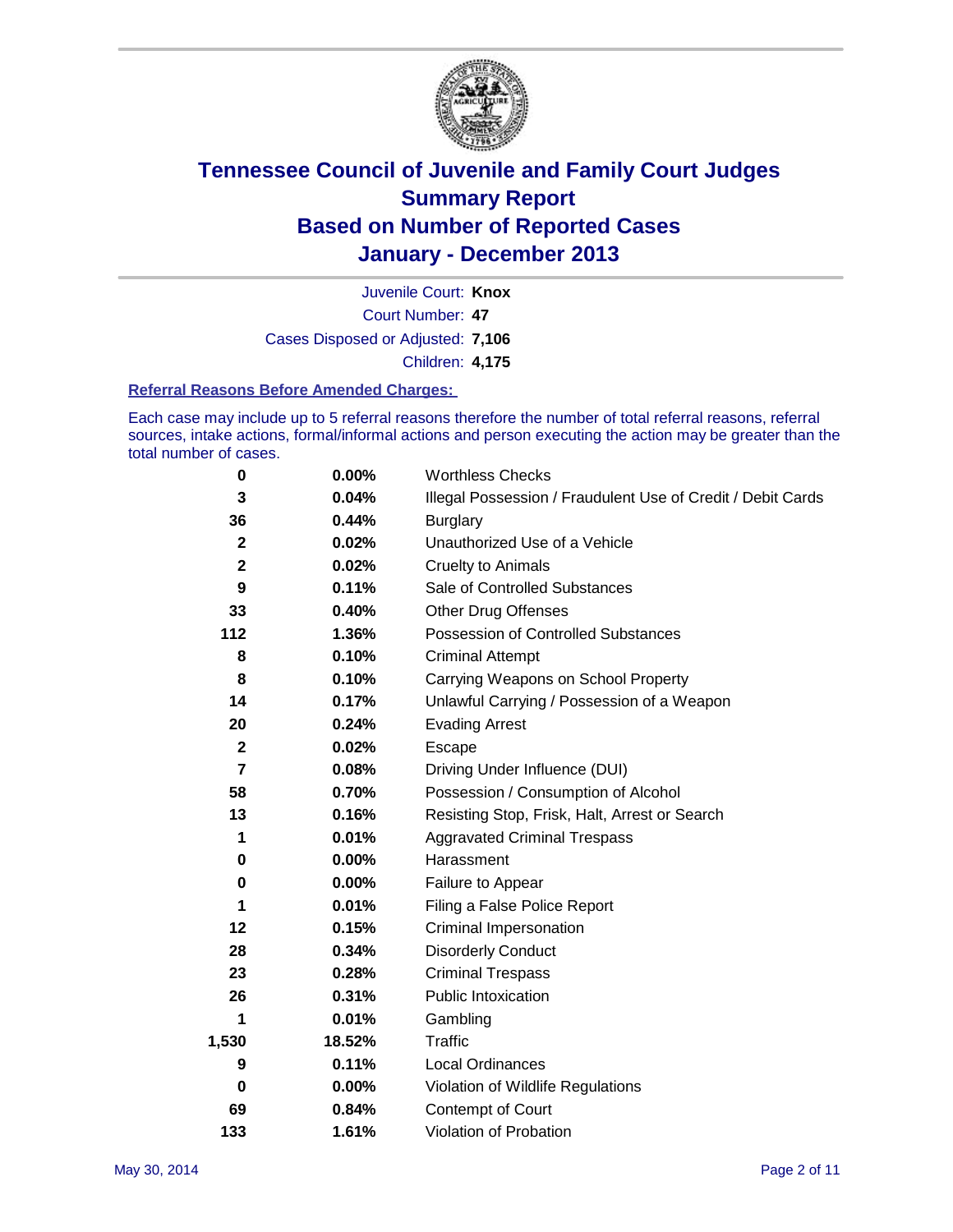# Tennessee Council of Juvenile and Family Court Judges
# Summary Report
# Based on Number of Reported Cases
# January - December 2013

Juvenile Court: **Knox**
Court Number: **47**
Cases Disposed or Adjusted: **7,106**
Children: **4,175**

### Referral Reasons Before Amended Charges:

Each case may include up to 5 referral reasons therefore the number of total referral reasons, referral sources, intake actions, formal/informal actions and person executing the action may be greater than the total number of cases.

| | | |
|---|---|---|
| 0 | 0.00% | Worthless Checks |
| 3 | 0.04% | Illegal Possession / Fraudulent Use of Credit / Debit Cards |
| 36 | 0.44% | Burglary |
| 2 | 0.02% | Unauthorized Use of a Vehicle |
| 2 | 0.02% | Cruelty to Animals |
| 9 | 0.11% | Sale of Controlled Substances |
| 33 | 0.40% | Other Drug Offenses |
| 112 | 1.36% | Possession of Controlled Substances |
| 8 | 0.10% | Criminal Attempt |
| 8 | 0.10% | Carrying Weapons on School Property |
| 14 | 0.17% | Unlawful Carrying / Possession of a Weapon |
| 20 | 0.24% | Evading Arrest |
| 2 | 0.02% | Escape |
| 7 | 0.08% | Driving Under Influence (DUI) |
| 58 | 0.70% | Possession / Consumption of Alcohol |
| 13 | 0.16% | Resisting Stop, Frisk, Halt, Arrest or Search |
| 1 | 0.01% | Aggravated Criminal Trespass |
| 0 | 0.00% | Harassment |
| 0 | 0.00% | Failure to Appear |
| 1 | 0.01% | Filing a False Police Report |
| 12 | 0.15% | Criminal Impersonation |
| 28 | 0.34% | Disorderly Conduct |
| 23 | 0.28% | Criminal Trespass |
| 26 | 0.31% | Public Intoxication |
| 1 | 0.01% | Gambling |
| 1,530 | 18.52% | Traffic |
| 9 | 0.11% | Local Ordinances |
| 0 | 0.00% | Violation of Wildlife Regulations |
| 69 | 0.84% | Contempt of Court |
| 133 | 1.61% | Violation of Probation |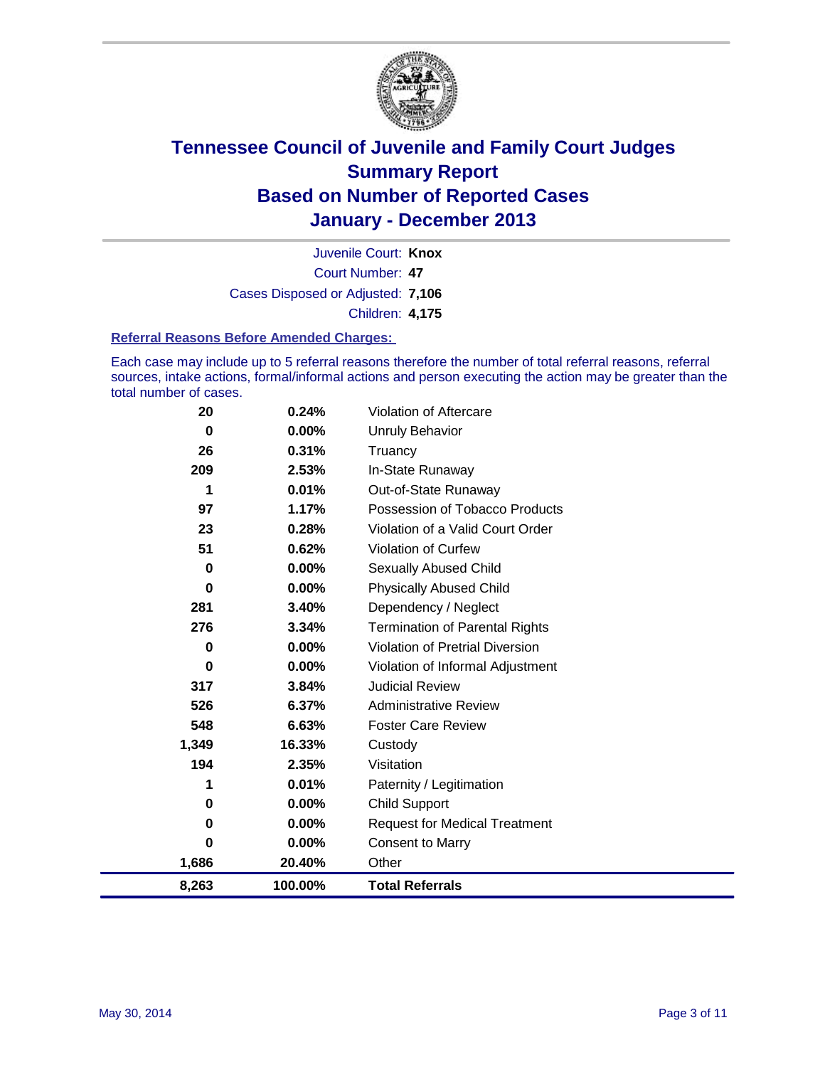# Tennessee Council of Juvenile and Family Court Judges
## Summary Report
## Based on Number of Reported Cases
## January - December 2013

Juvenile Court: **Knox**

Court Number: **47**

Cases Disposed or Adjusted: **7,106**

Children: **4,175**

### Referral Reasons Before Amended Charges:

Each case may include up to 5 referral reasons therefore the number of total referral reasons, referral sources, intake actions, formal/informal actions and person executing the action may be greater than the total number of cases.

| | | |
|---|---|---|
| 20 | 0.24% | Violation of Aftercare |
| 0 | 0.00% | Unruly Behavior |
| 26 | 0.31% | Truancy |
| 209 | 2.53% | In-State Runaway |
| 1 | 0.01% | Out-of-State Runaway |
| 97 | 1.17% | Possession of Tobacco Products |
| 23 | 0.28% | Violation of a Valid Court Order |
| 51 | 0.62% | Violation of Curfew |
| 0 | 0.00% | Sexually Abused Child |
| 0 | 0.00% | Physically Abused Child |
| 281 | 3.40% | Dependency / Neglect |
| 276 | 3.34% | Termination of Parental Rights |
| 0 | 0.00% | Violation of Pretrial Diversion |
| 0 | 0.00% | Violation of Informal Adjustment |
| 317 | 3.84% | Judicial Review |
| 526 | 6.37% | Administrative Review |
| 548 | 6.63% | Foster Care Review |
| 1,349 | 16.33% | Custody |
| 194 | 2.35% | Visitation |
| 1 | 0.01% | Paternity / Legitimation |
| 0 | 0.00% | Child Support |
| 0 | 0.00% | Request for Medical Treatment |
| 0 | 0.00% | Consent to Marry |
| 1,686 | 20.40% | Other |
| **8,263** | **100.00%** | **Total Referrals** |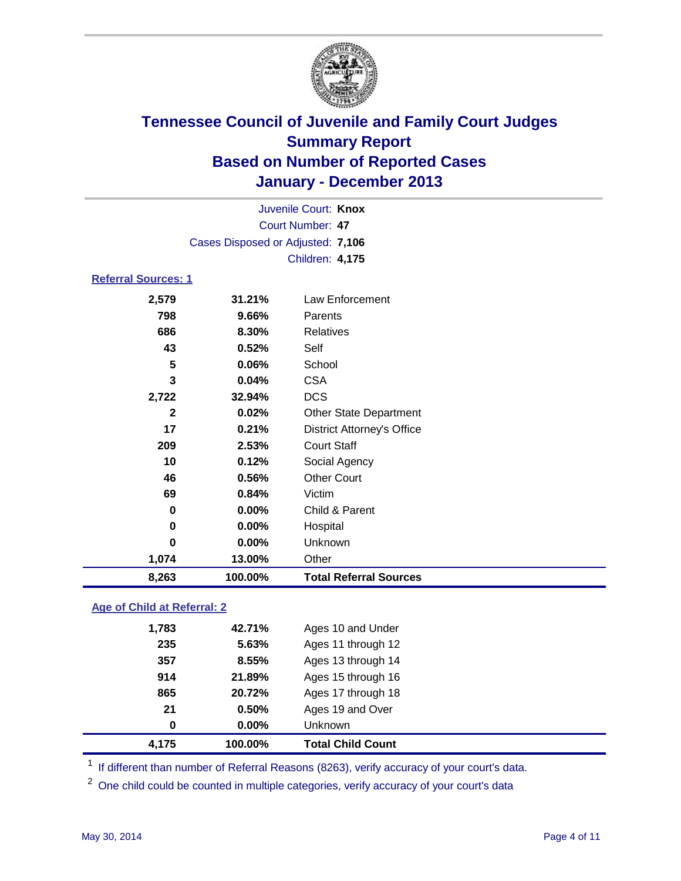# Tennessee Council of Juvenile and Family Court Judges
## Summary Report
## Based on Number of Reported Cases
## January - December 2013

Juvenile Court: **Knox**
Court Number: **47**
Cases Disposed or Adjusted: **7,106**
Children: **4,175**

### Referral Sources: 1

| Count | Percent | Source |
|---|---|---|
| 2,579 | 31.21% | Law Enforcement |
| 798 | 9.66% | Parents |
| 686 | 8.30% | Relatives |
| 43 | 0.52% | Self |
| 5 | 0.06% | School |
| 3 | 0.04% | CSA |
| 2,722 | 32.94% | DCS |
| 2 | 0.02% | Other State Department |
| 17 | 0.21% | District Attorney's Office |
| 209 | 2.53% | Court Staff |
| 10 | 0.12% | Social Agency |
| 46 | 0.56% | Other Court |
| 69 | 0.84% | Victim |
| 0 | 0.00% | Child & Parent |
| 0 | 0.00% | Hospital |
| 0 | 0.00% | Unknown |
| 1,074 | 13.00% | Other |
| **8,263** | **100.00%** | **Total Referral Sources** |

### Age of Child at Referral: 2

| Count | Percent | Age |
|---|---|---|
| 1,783 | 42.71% | Ages 10 and Under |
| 235 | 5.63% | Ages 11 through 12 |
| 357 | 8.55% | Ages 13 through 14 |
| 914 | 21.89% | Ages 15 through 16 |
| 865 | 20.72% | Ages 17 through 18 |
| 21 | 0.50% | Ages 19 and Over |
| 0 | 0.00% | Unknown |
| **4,175** | **100.00%** | **Total Child Count** |

[1] If different than number of Referral Reasons (8263), verify accuracy of your court's data.

[2] One child could be counted in multiple categories, verify accuracy of your court's data

May 30, 2014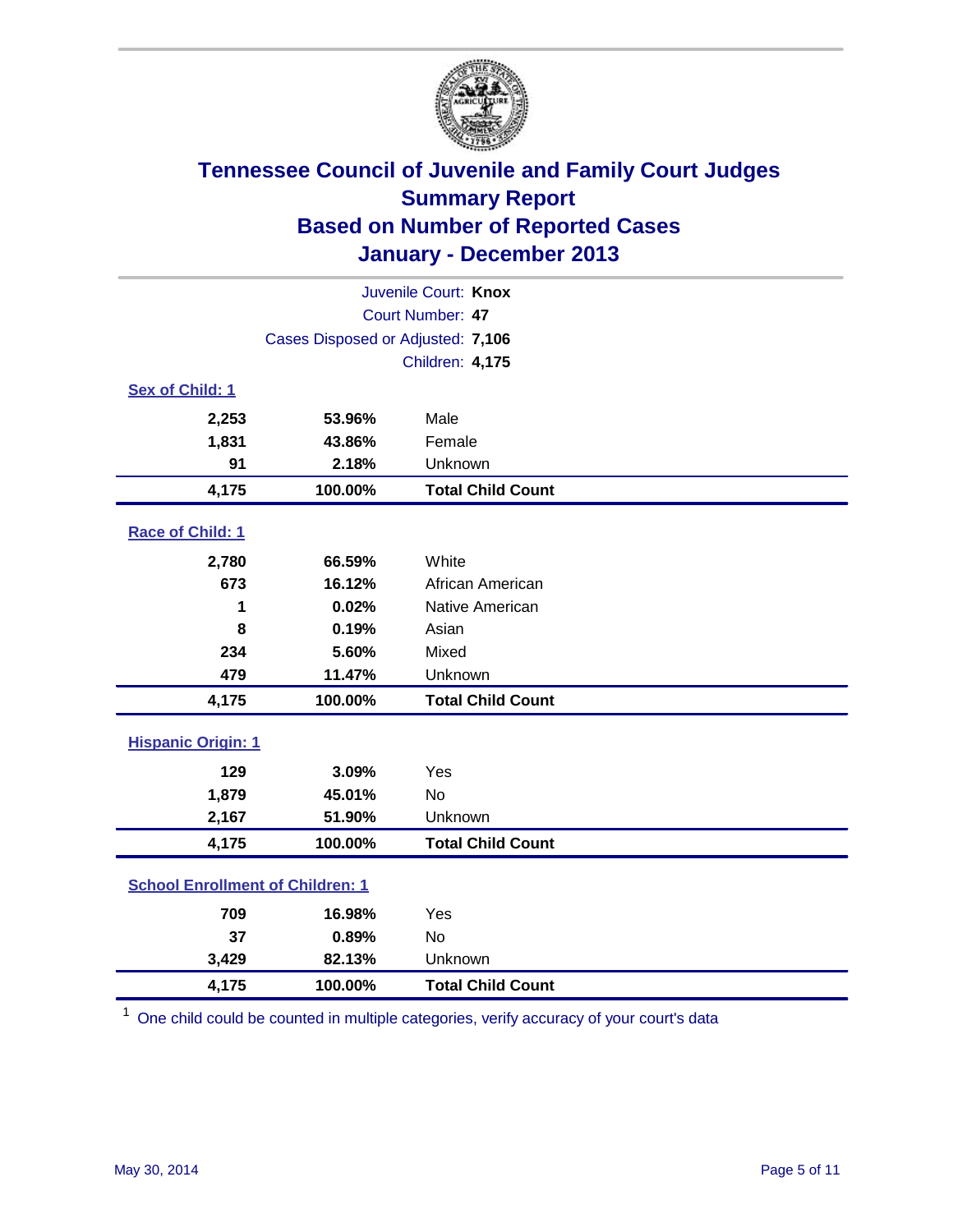# Tennessee Council of Juvenile and Family Court Judges
## Summary Report
## Based on Number of Reported Cases
## January - December 2013

Juvenile Court: **Knox**
Court Number: **47**
Cases Disposed or Adjusted: **7,106**
Children: **4,175**

### Sex of Child: [1]

| Count | Percent | Category |
|---|---|---|
| 2,253 | 53.96% | Male |
| 1,831 | 43.86% | Female |
| 91 | 2.18% | Unknown |
| **4,175** | **100.00%** | **Total Child Count** |

### Race of Child: [1]

| Count | Percent | Category |
|---|---|---|
| 2,780 | 66.59% | White |
| 673 | 16.12% | African American |
| 1 | 0.02% | Native American |
| 8 | 0.19% | Asian |
| 234 | 5.60% | Mixed |
| 479 | 11.47% | Unknown |
| **4,175** | **100.00%** | **Total Child Count** |

### Hispanic Origin: [1]

| Count | Percent | Category |
|---|---|---|
| 129 | 3.09% | Yes |
| 1,879 | 45.01% | No |
| 2,167 | 51.90% | Unknown |
| **4,175** | **100.00%** | **Total Child Count** |

### School Enrollment of Children: [1]

| Count | Percent | Category |
|---|---|---|
| 709 | 16.98% | Yes |
| 37 | 0.89% | No |
| 3,429 | 82.13% | Unknown |
| **4,175** | **100.00%** | **Total Child Count** |

[1] One child could be counted in multiple categories, verify accuracy of your court's data

May 30, 2014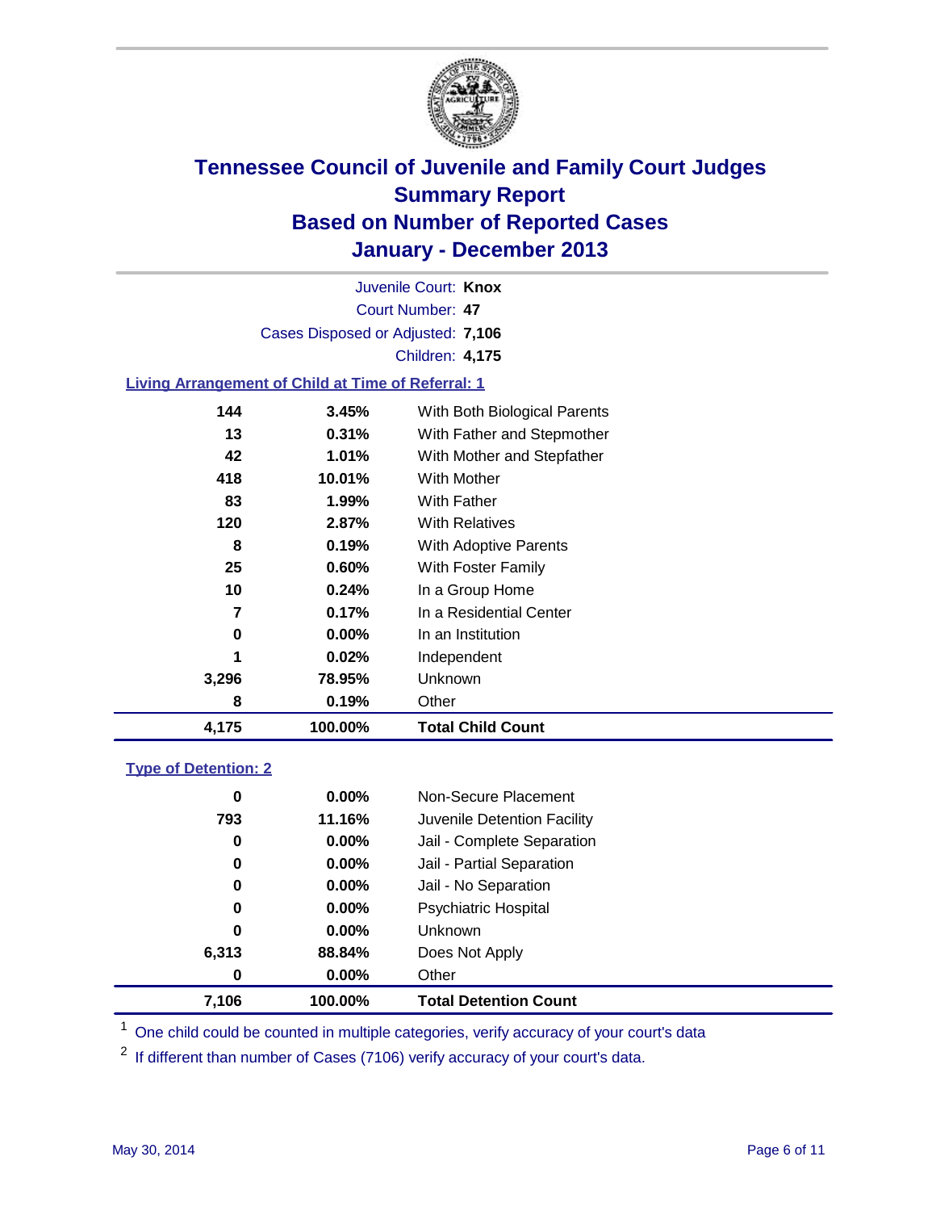# Tennessee Council of Juvenile and Family Court Judges
## Summary Report
## Based on Number of Reported Cases
## January - December 2013

Juvenile Court: **Knox**

Court Number: **47**

Cases Disposed or Adjusted: **7,106**

Children: **4,175**

### Living Arrangement of Child at Time of Referral: 1

| Count | Percent | Living Arrangement |
|---|---|---|
| 144 | 3.45% | With Both Biological Parents |
| 13 | 0.31% | With Father and Stepmother |
| 42 | 1.01% | With Mother and Stepfather |
| 418 | 10.01% | With Mother |
| 83 | 1.99% | With Father |
| 120 | 2.87% | With Relatives |
| 8 | 0.19% | With Adoptive Parents |
| 25 | 0.60% | With Foster Family |
| 10 | 0.24% | In a Group Home |
| 7 | 0.17% | In a Residential Center |
| 0 | 0.00% | In an Institution |
| 1 | 0.02% | Independent |
| 3,296 | 78.95% | Unknown |
| 8 | 0.19% | Other |
| **4,175** | **100.00%** | **Total Child Count** |

### Type of Detention: 2

| Count | Percent | Type of Detention |
|---|---|---|
| 0 | 0.00% | Non-Secure Placement |
| 793 | 11.16% | Juvenile Detention Facility |
| 0 | 0.00% | Jail - Complete Separation |
| 0 | 0.00% | Jail - Partial Separation |
| 0 | 0.00% | Jail - No Separation |
| 0 | 0.00% | Psychiatric Hospital |
| 0 | 0.00% | Unknown |
| 6,313 | 88.84% | Does Not Apply |
| 0 | 0.00% | Other |
| **7,106** | **100.00%** | **Total Detention Count** |

[1] One child could be counted in multiple categories, verify accuracy of your court's data

[2] If different than number of Cases (7106) verify accuracy of your court's data.

May 30, 2014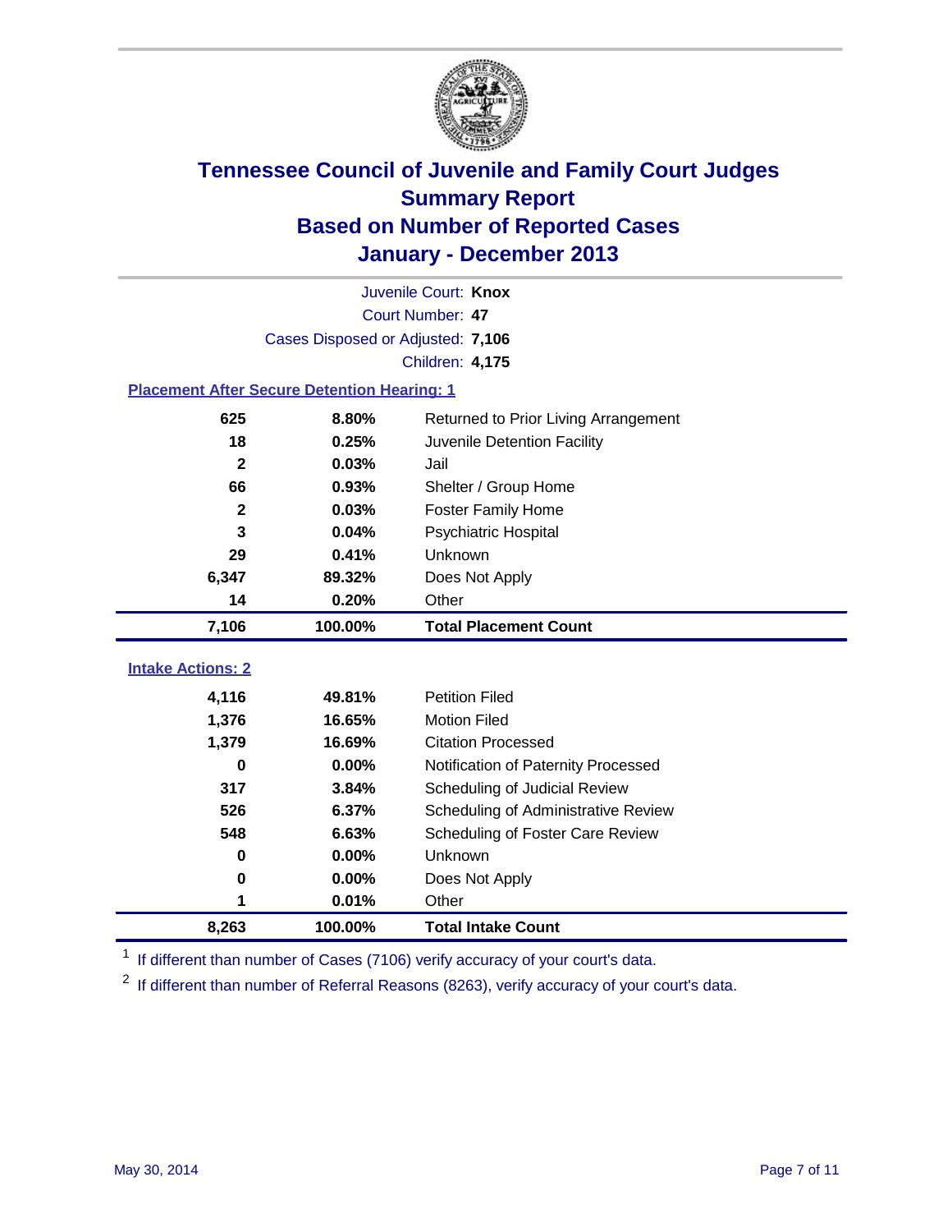# Tennessee Council of Juvenile and Family Court Judges
## Summary Report
## Based on Number of Reported Cases
## January - December 2013

Juvenile Court: **Knox**
Court Number: **47**
Cases Disposed or Adjusted: **7,106**
Children: **4,175**

### Placement After Secure Detention Hearing: 1

| Count | Percent | Placement |
|---|---|---|
| 625 | 8.80% | Returned to Prior Living Arrangement |
| 18 | 0.25% | Juvenile Detention Facility |
| 2 | 0.03% | Jail |
| 66 | 0.93% | Shelter / Group Home |
| 2 | 0.03% | Foster Family Home |
| 3 | 0.04% | Psychiatric Hospital |
| 29 | 0.41% | Unknown |
| 6,347 | 89.32% | Does Not Apply |
| 14 | 0.20% | Other |
| **7,106** | **100.00%** | **Total Placement Count** |

### Intake Actions: 2

| Count | Percent | Intake Action |
|---|---|---|
| 4,116 | 49.81% | Petition Filed |
| 1,376 | 16.65% | Motion Filed |
| 1,379 | 16.69% | Citation Processed |
| 0 | 0.00% | Notification of Paternity Processed |
| 317 | 3.84% | Scheduling of Judicial Review |
| 526 | 6.37% | Scheduling of Administrative Review |
| 548 | 6.63% | Scheduling of Foster Care Review |
| 0 | 0.00% | Unknown |
| 0 | 0.00% | Does Not Apply |
| 1 | 0.01% | Other |
| **8,263** | **100.00%** | **Total Intake Count** |

[1] If different than number of Cases (7106) verify accuracy of your court's data.

[2] If different than number of Referral Reasons (8263), verify accuracy of your court's data.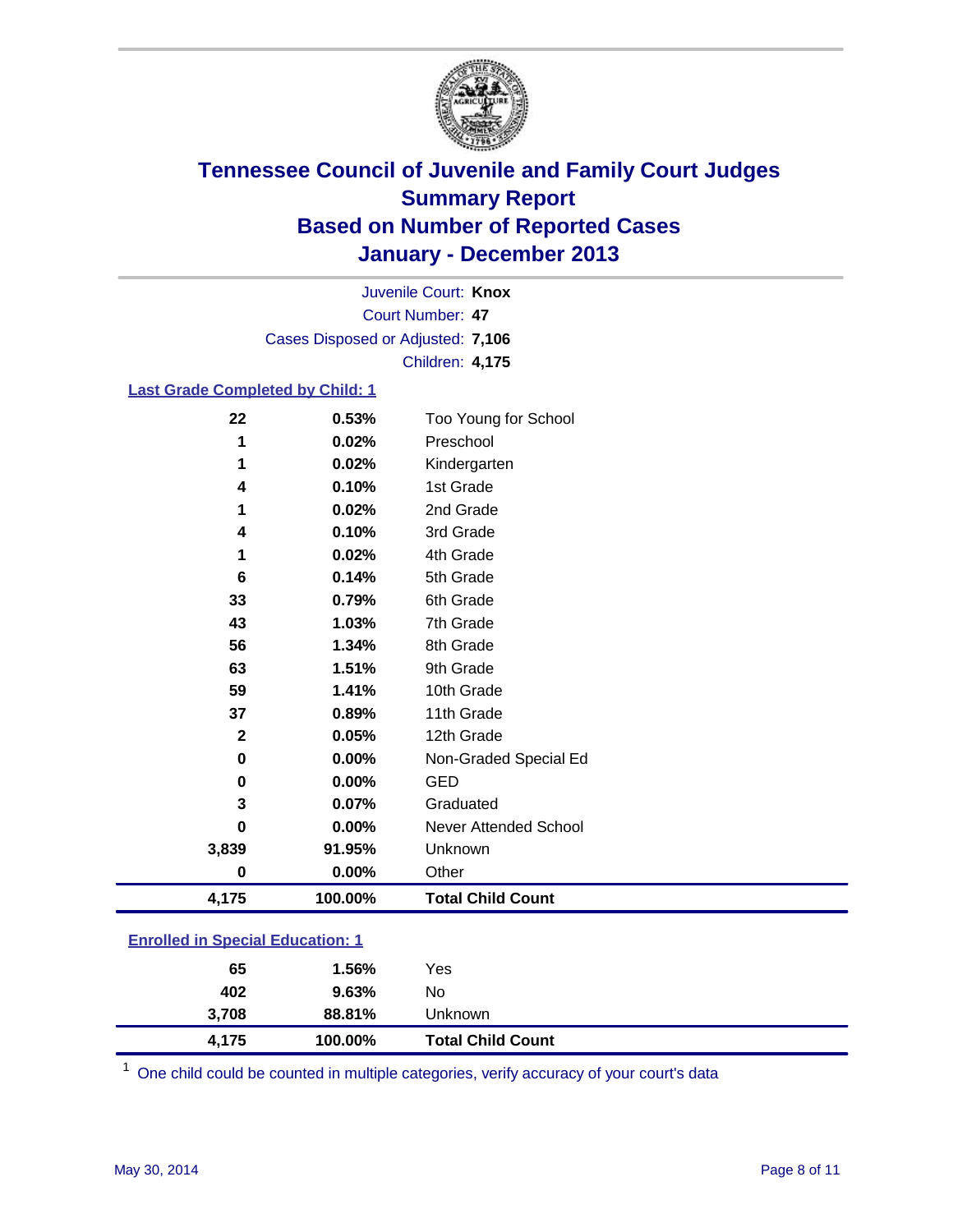# Tennessee Council of Juvenile and Family Court Judges
## Summary Report
## Based on Number of Reported Cases
## January - December 2013

Juvenile Court: **Knox**
Court Number: **47**
Cases Disposed or Adjusted: **7,106**
Children: **4,175**

### Last Grade Completed by Child: 1

| Count | Percent | Category |
|---|---|---|
| 22 | 0.53% | Too Young for School |
| 1 | 0.02% | Preschool |
| 1 | 0.02% | Kindergarten |
| 4 | 0.10% | 1st Grade |
| 1 | 0.02% | 2nd Grade |
| 4 | 0.10% | 3rd Grade |
| 1 | 0.02% | 4th Grade |
| 6 | 0.14% | 5th Grade |
| 33 | 0.79% | 6th Grade |
| 43 | 1.03% | 7th Grade |
| 56 | 1.34% | 8th Grade |
| 63 | 1.51% | 9th Grade |
| 59 | 1.41% | 10th Grade |
| 37 | 0.89% | 11th Grade |
| 2 | 0.05% | 12th Grade |
| 0 | 0.00% | Non-Graded Special Ed |
| 0 | 0.00% | GED |
| 3 | 0.07% | Graduated |
| 0 | 0.00% | Never Attended School |
| 3,839 | 91.95% | Unknown |
| 0 | 0.00% | Other |
| **4,175** | **100.00%** | **Total Child Count** |

### Enrolled in Special Education: 1

| Count | Percent | Category |
|---|---|---|
| 65 | 1.56% | Yes |
| 402 | 9.63% | No |
| 3,708 | 88.81% | Unknown |
| **4,175** | **100.00%** | **Total Child Count** |

[1] One child could be counted in multiple categories, verify accuracy of your court's data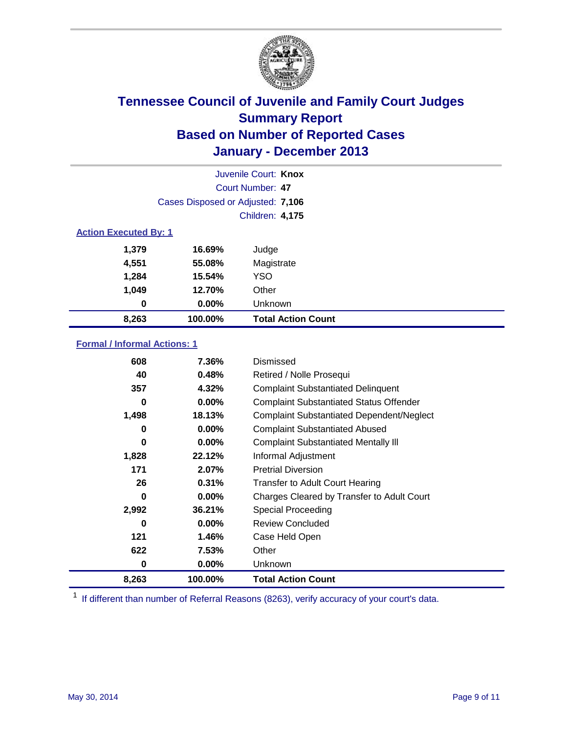# Tennessee Council of Juvenile and Family Court Judges
## Summary Report
## Based on Number of Reported Cases
## January - December 2013

| | |
|---|---|
| Juvenile Court: | **Knox** |
| Court Number: | **47** |
| Cases Disposed or Adjusted: | **7,106** |
| Children: | **4,175** |

### Action Executed By: 1

| | | |
|---|---|---|
| 1,379 | 16.69% | Judge |
| 4,551 | 55.08% | Magistrate |
| 1,284 | 15.54% | YSO |
| 1,049 | 12.70% | Other |
| 0 | 0.00% | Unknown |
| **8,263** | **100.00%** | **Total Action Count** |

### Formal / Informal Actions: 1

| | | |
|---|---|---|
| 608 | 7.36% | Dismissed |
| 40 | 0.48% | Retired / Nolle Prosequi |
| 357 | 4.32% | Complaint Substantiated Delinquent |
| 0 | 0.00% | Complaint Substantiated Status Offender |
| 1,498 | 18.13% | Complaint Substantiated Dependent/Neglect |
| 0 | 0.00% | Complaint Substantiated Abused |
| 0 | 0.00% | Complaint Substantiated Mentally Ill |
| 1,828 | 22.12% | Informal Adjustment |
| 171 | 2.07% | Pretrial Diversion |
| 26 | 0.31% | Transfer to Adult Court Hearing |
| 0 | 0.00% | Charges Cleared by Transfer to Adult Court |
| 2,992 | 36.21% | Special Proceeding |
| 0 | 0.00% | Review Concluded |
| 121 | 1.46% | Case Held Open |
| 622 | 7.53% | Other |
| 0 | 0.00% | Unknown |
| **8,263** | **100.00%** | **Total Action Count** |

[1] If different than number of Referral Reasons (8263), verify accuracy of your court's data.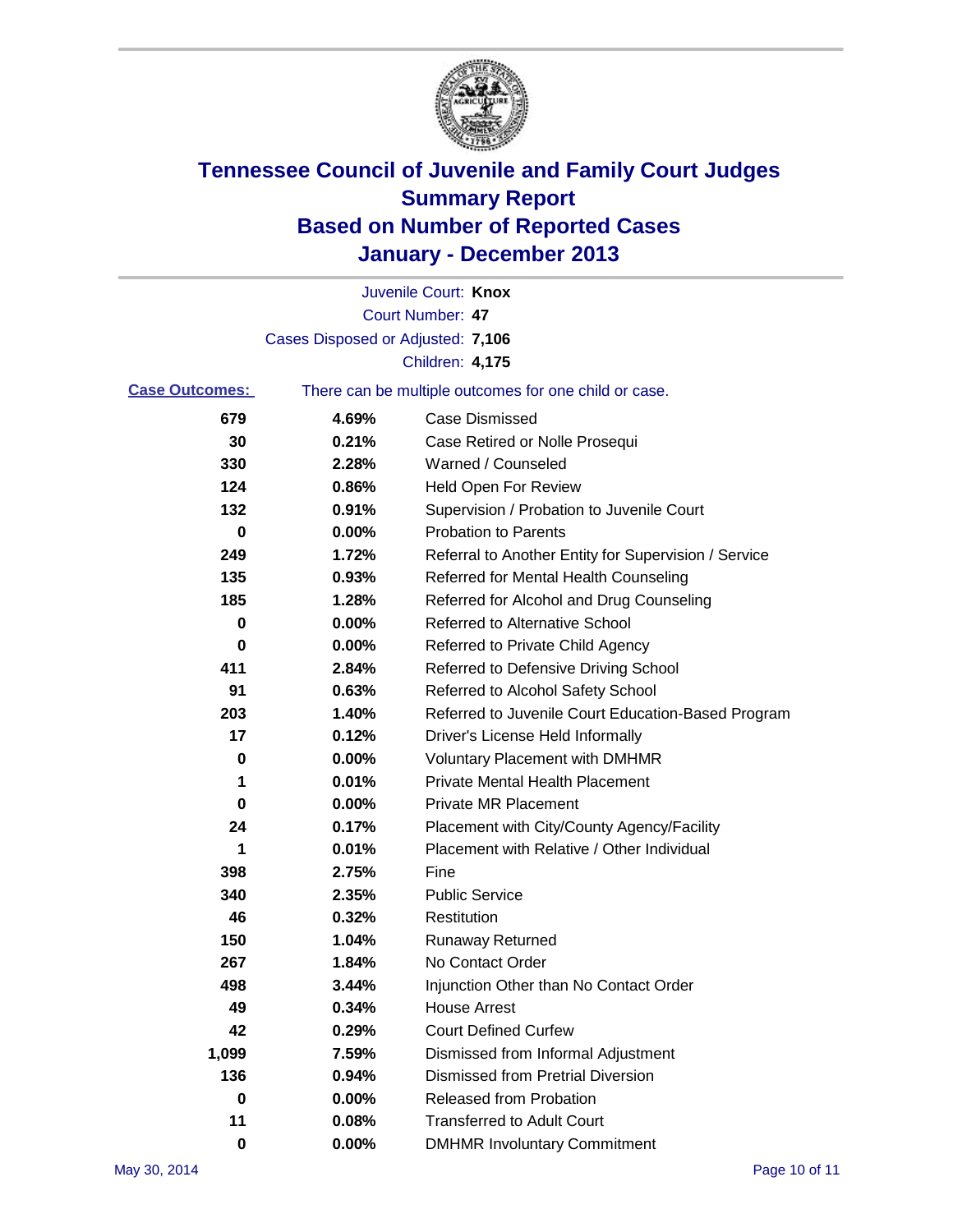# Tennessee Council of Juvenile and Family Court Judges
## Summary Report
## Based on Number of Reported Cases
## January - December 2013

Juvenile Court: **Knox**
Court Number: **47**
Cases Disposed or Adjusted: **7,106**
Children: **4,175**

**Case Outcomes:** There can be multiple outcomes for one child or case.

| Count | Percent | Outcome |
|---|---|---|
| 679 | 4.69% | Case Dismissed |
| 30 | 0.21% | Case Retired or Nolle Prosequi |
| 330 | 2.28% | Warned / Counseled |
| 124 | 0.86% | Held Open For Review |
| 132 | 0.91% | Supervision / Probation to Juvenile Court |
| 0 | 0.00% | Probation to Parents |
| 249 | 1.72% | Referral to Another Entity for Supervision / Service |
| 135 | 0.93% | Referred for Mental Health Counseling |
| 185 | 1.28% | Referred for Alcohol and Drug Counseling |
| 0 | 0.00% | Referred to Alternative School |
| 0 | 0.00% | Referred to Private Child Agency |
| 411 | 2.84% | Referred to Defensive Driving School |
| 91 | 0.63% | Referred to Alcohol Safety School |
| 203 | 1.40% | Referred to Juvenile Court Education-Based Program |
| 17 | 0.12% | Driver's License Held Informally |
| 0 | 0.00% | Voluntary Placement with DMHMR |
| 1 | 0.01% | Private Mental Health Placement |
| 0 | 0.00% | Private MR Placement |
| 24 | 0.17% | Placement with City/County Agency/Facility |
| 1 | 0.01% | Placement with Relative / Other Individual |
| 398 | 2.75% | Fine |
| 340 | 2.35% | Public Service |
| 46 | 0.32% | Restitution |
| 150 | 1.04% | Runaway Returned |
| 267 | 1.84% | No Contact Order |
| 498 | 3.44% | Injunction Other than No Contact Order |
| 49 | 0.34% | House Arrest |
| 42 | 0.29% | Court Defined Curfew |
| 1,099 | 7.59% | Dismissed from Informal Adjustment |
| 136 | 0.94% | Dismissed from Pretrial Diversion |
| 0 | 0.00% | Released from Probation |
| 11 | 0.08% | Transferred to Adult Court |
| 0 | 0.00% | DMHMR Involuntary Commitment |

May 30, 2014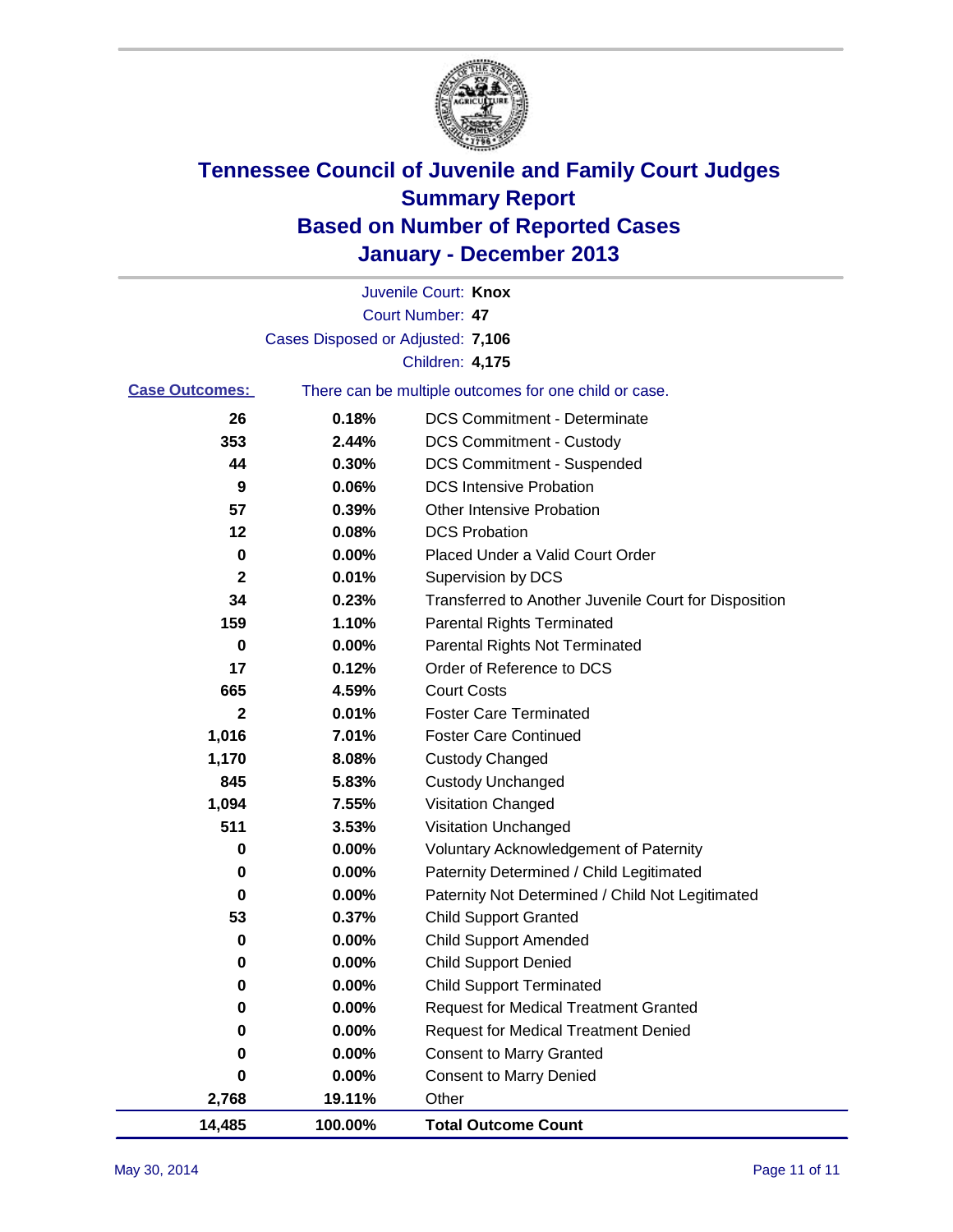# Tennessee Council of Juvenile and Family Court Judges
## Summary Report
## Based on Number of Reported Cases
## January - December 2013

Juvenile Court: **Knox**
Court Number: **47**
Cases Disposed or Adjusted: **7,106**
Children: **4,175**

**Case Outcomes:** There can be multiple outcomes for one child or case.

| | | |
|---|---|---|
| 26 | 0.18% | DCS Commitment - Determinate |
| 353 | 2.44% | DCS Commitment - Custody |
| 44 | 0.30% | DCS Commitment - Suspended |
| 9 | 0.06% | DCS Intensive Probation |
| 57 | 0.39% | Other Intensive Probation |
| 12 | 0.08% | DCS Probation |
| 0 | 0.00% | Placed Under a Valid Court Order |
| 2 | 0.01% | Supervision by DCS |
| 34 | 0.23% | Transferred to Another Juvenile Court for Disposition |
| 159 | 1.10% | Parental Rights Terminated |
| 0 | 0.00% | Parental Rights Not Terminated |
| 17 | 0.12% | Order of Reference to DCS |
| 665 | 4.59% | Court Costs |
| 2 | 0.01% | Foster Care Terminated |
| 1,016 | 7.01% | Foster Care Continued |
| 1,170 | 8.08% | Custody Changed |
| 845 | 5.83% | Custody Unchanged |
| 1,094 | 7.55% | Visitation Changed |
| 511 | 3.53% | Visitation Unchanged |
| 0 | 0.00% | Voluntary Acknowledgement of Paternity |
| 0 | 0.00% | Paternity Determined / Child Legitimated |
| 0 | 0.00% | Paternity Not Determined / Child Not Legitimated |
| 53 | 0.37% | Child Support Granted |
| 0 | 0.00% | Child Support Amended |
| 0 | 0.00% | Child Support Denied |
| 0 | 0.00% | Child Support Terminated |
| 0 | 0.00% | Request for Medical Treatment Granted |
| 0 | 0.00% | Request for Medical Treatment Denied |
| 0 | 0.00% | Consent to Marry Granted |
| 0 | 0.00% | Consent to Marry Denied |
| 2,768 | 19.11% | Other |
| **14,485** | **100.00%** | **Total Outcome Count** |